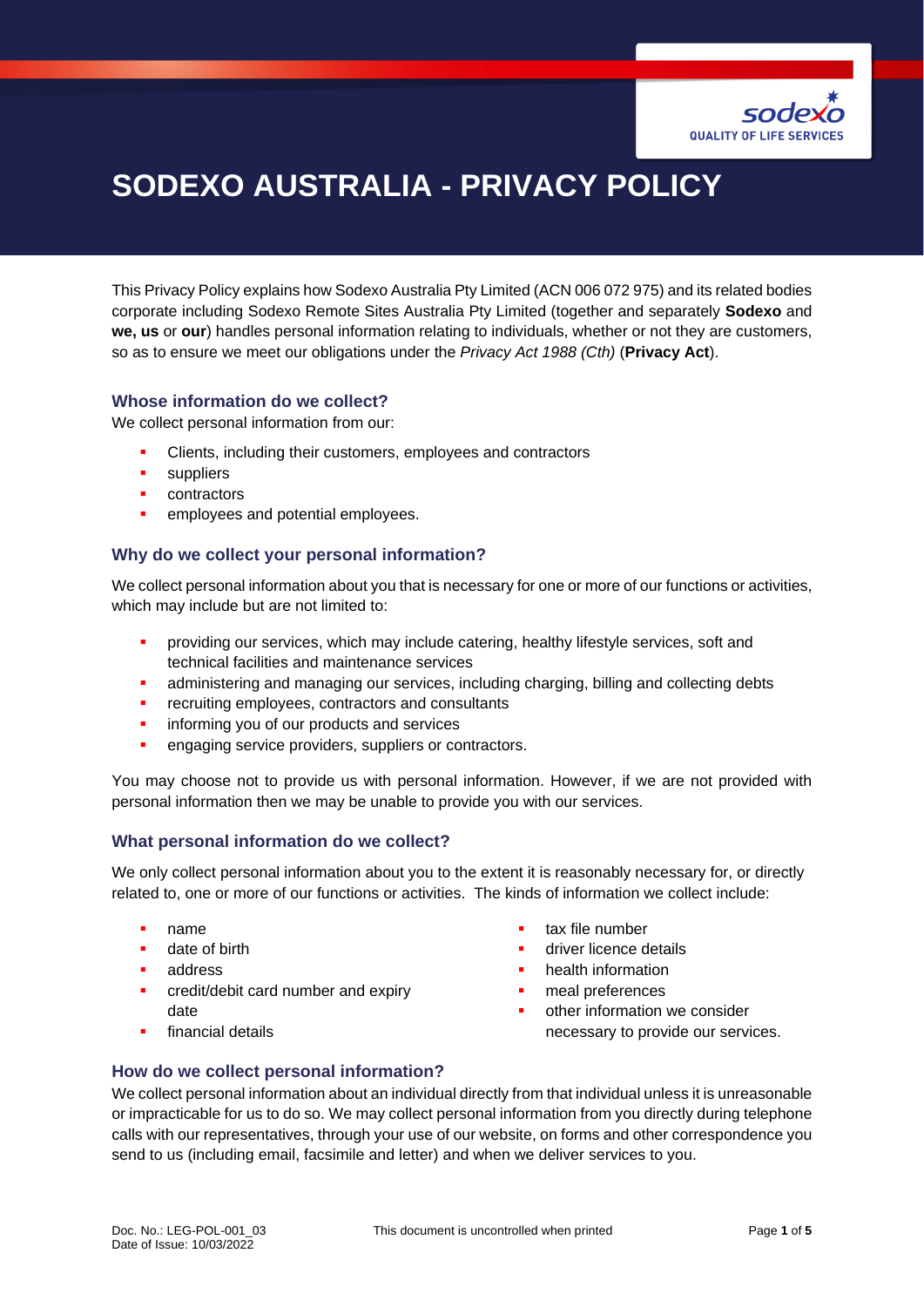# SODEXO AUSTRALIA - PRIVACY POLICY

This Privacy Policy explains how Sodexo Australia Pty Limited (ACN 006 072 975) and its related bodies corporate including Sodexo Remote Sites Australia Pty Limited (together and separately **Sodexo** and **we, us** or **our**) handles personal information relating to individuals, whether or not they are customers, so as to ensure we meet our obligations under the *Privacy Act 1988 (Cth)* (**Privacy Act**).

## Whose information do we collect?

We collect personal information from our:

- Clients, including their customers, employees and contractors
- suppliers
- contractors
- employees and potential employees.

## Why do we collect your personal information?

We collect personal information about you that is necessary for one or more of our functions or activities, which may include but are not limited to:

- providing our services, which may include catering, healthy lifestyle services, soft and technical facilities and maintenance services
- administering and managing our services, including charging, billing and collecting debts
- recruiting employees, contractors and consultants
- informing you of our products and services
- engaging service providers, suppliers or contractors.

You may choose not to provide us with personal information. However, if we are not provided with personal information then we may be unable to provide you with our services.

## What personal information do we collect?

We only collect personal information about you to the extent it is reasonably necessary for, or directly related to, one or more of our functions or activities. The kinds of information we collect include:

- name
- date of birth
- address
- credit/debit card number and expiry date
- financial details
- tax file number
- driver licence details
- health information
- meal preferences
- other information we consider necessary to provide our services.

## How do we collect personal information?

We collect personal information about an individual directly from that individual unless it is unreasonable or impracticable for us to do so. We may collect personal information from you directly during telephone calls with our representatives, through your use of our website, on forms and other correspondence you send to us (including email, facsimile and letter) and when we deliver services to you.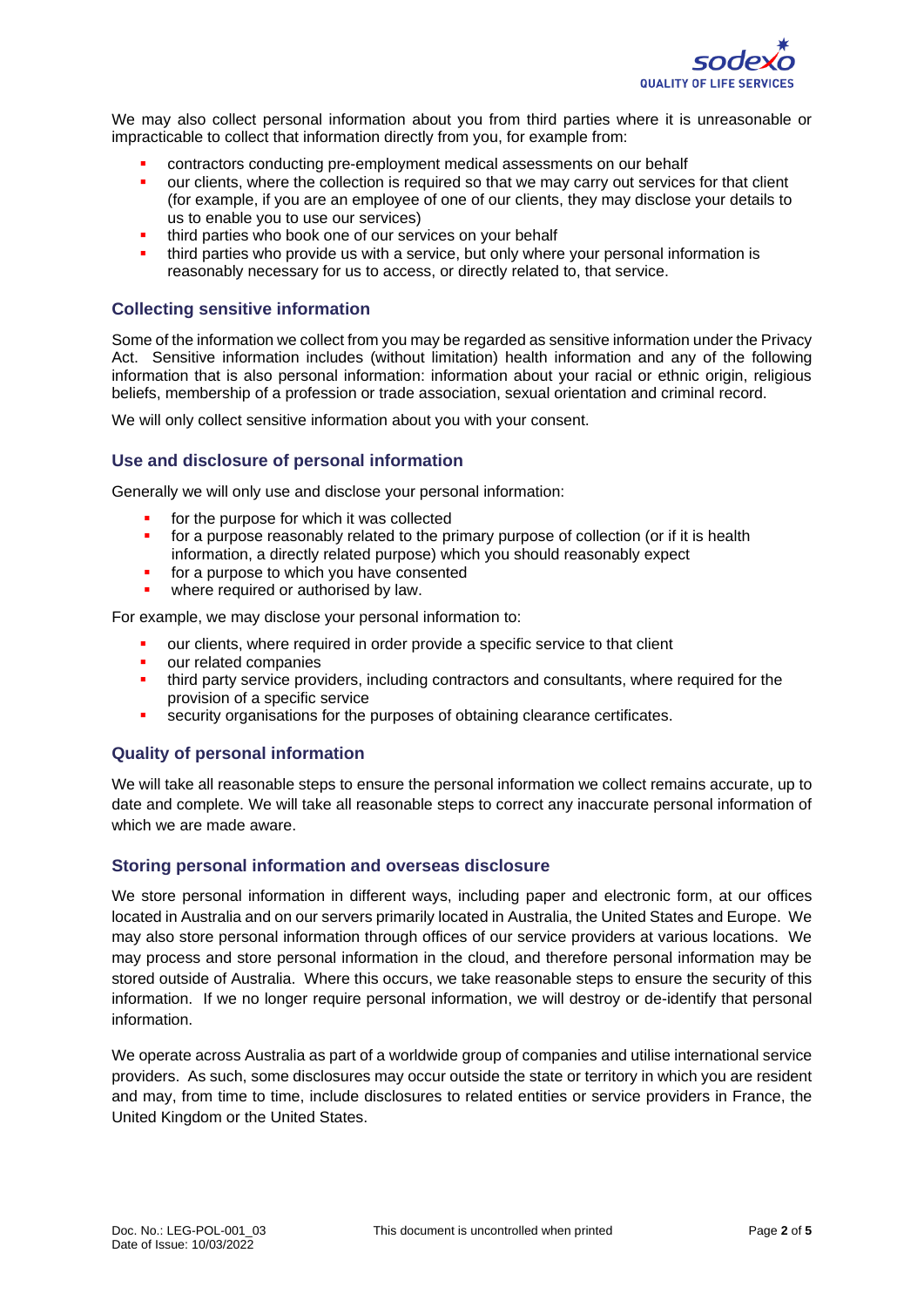We may also collect personal information about you from third parties where it is unreasonable or impracticable to collect that information directly from you, for example from:

- contractors conducting pre-employment medical assessments on our behalf
- our clients, where the collection is required so that we may carry out services for that client (for example, if you are an employee of one of our clients, they may disclose your details to us to enable you to use our services)
- third parties who book one of our services on your behalf
- third parties who provide us with a service, but only where your personal information is reasonably necessary for us to access, or directly related to, that service.

### Collecting sensitive information

Some of the information we collect from you may be regarded as sensitive information under the Privacy Act. Sensitive information includes (without limitation) health information and any of the following information that is also personal information: information about your racial or ethnic origin, religious beliefs, membership of a profession or trade association, sexual orientation and criminal record.

We will only collect sensitive information about you with your consent.

### Use and disclosure of personal information

Generally we will only use and disclose your personal information:

- for the purpose for which it was collected
- for a purpose reasonably related to the primary purpose of collection (or if it is health information, a directly related purpose) which you should reasonably expect
- for a purpose to which you have consented
- where required or authorised by law.

For example, we may disclose your personal information to:

- our clients, where required in order provide a specific service to that client
- our related companies
- third party service providers, including contractors and consultants, where required for the provision of a specific service
- security organisations for the purposes of obtaining clearance certificates.

### Quality of personal information

We will take all reasonable steps to ensure the personal information we collect remains accurate, up to date and complete. We will take all reasonable steps to correct any inaccurate personal information of which we are made aware.

### Storing personal information and overseas disclosure

We store personal information in different ways, including paper and electronic form, at our offices located in Australia and on our servers primarily located in Australia, the United States and Europe. We may also store personal information through offices of our service providers at various locations. We may process and store personal information in the cloud, and therefore personal information may be stored outside of Australia. Where this occurs, we take reasonable steps to ensure the security of this information. If we no longer require personal information, we will destroy or de-identify that personal information.

We operate across Australia as part of a worldwide group of companies and utilise international service providers. As such, some disclosures may occur outside the state or territory in which you are resident and may, from time to time, include disclosures to related entities or service providers in France, the United Kingdom or the United States.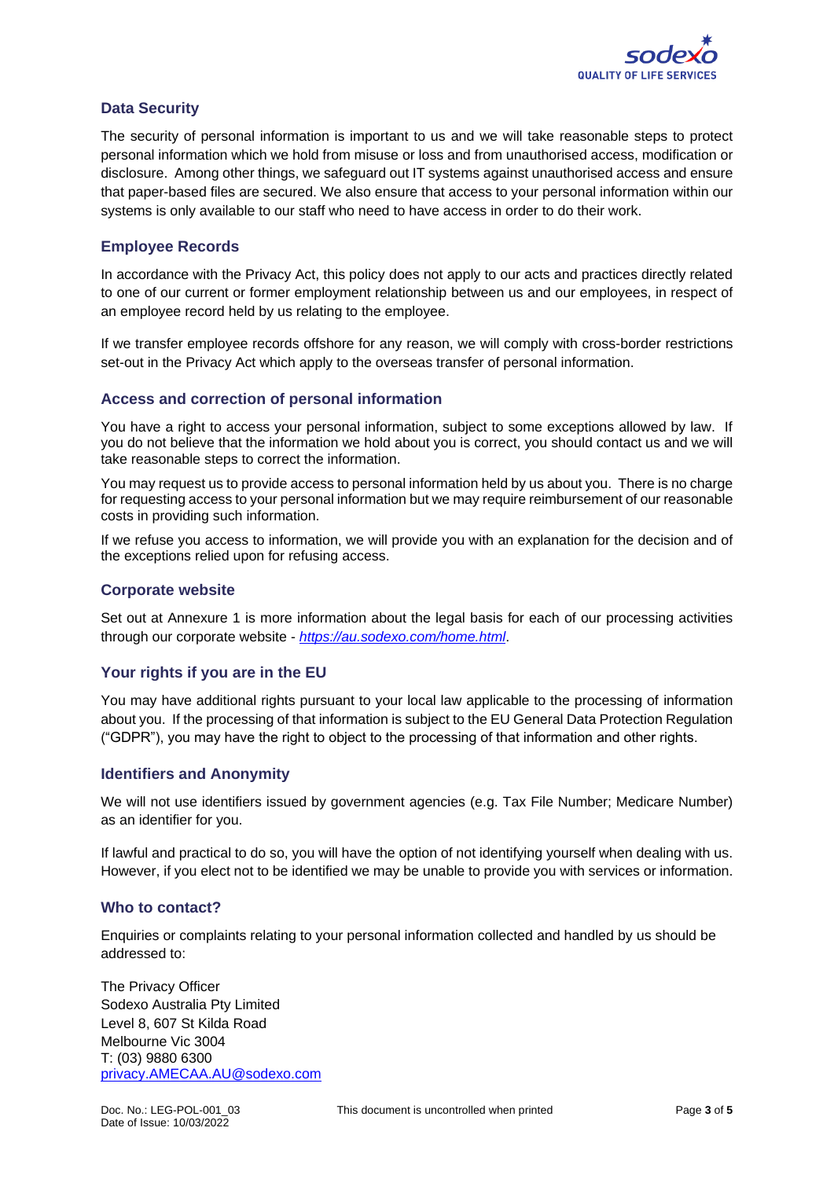## Data Security

The security of personal information is important to us and we will take reasonable steps to protect personal information which we hold from misuse or loss and from unauthorised access, modification or disclosure. Among other things, we safeguard out IT systems against unauthorised access and ensure that paper-based files are secured. We also ensure that access to your personal information within our systems is only available to our staff who need to have access in order to do their work.

## Employee Records

In accordance with the Privacy Act, this policy does not apply to our acts and practices directly related to one of our current or former employment relationship between us and our employees, in respect of an employee record held by us relating to the employee.

If we transfer employee records offshore for any reason, we will comply with cross-border restrictions set-out in the Privacy Act which apply to the overseas transfer of personal information.

## Access and correction of personal information

You have a right to access your personal information, subject to some exceptions allowed by law. If you do not believe that the information we hold about you is correct, you should contact us and we will take reasonable steps to correct the information.

You may request us to provide access to personal information held by us about you. There is no charge for requesting access to your personal information but we may require reimbursement of our reasonable costs in providing such information.

If we refuse you access to information, we will provide you with an explanation for the decision and of the exceptions relied upon for refusing access.

## Corporate website

Set out at Annexure 1 is more information about the legal basis for each of our processing activities through our corporate website - *https://au.sodexo.com/home.html*.

## Your rights if you are in the EU

You may have additional rights pursuant to your local law applicable to the processing of information about you. If the processing of that information is subject to the EU General Data Protection Regulation ("GDPR"), you may have the right to object to the processing of that information and other rights.

## Identifiers and Anonymity

We will not use identifiers issued by government agencies (e.g. Tax File Number; Medicare Number) as an identifier for you.

If lawful and practical to do so, you will have the option of not identifying yourself when dealing with us. However, if you elect not to be identified we may be unable to provide you with services or information.

## Who to contact?

Enquiries or complaints relating to your personal information collected and handled by us should be addressed to:

The Privacy Officer
Sodexo Australia Pty Limited
Level 8, 607 St Kilda Road
Melbourne Vic 3004
T: (03) 9880 6300
privacy.AMECAA.AU@sodexo.com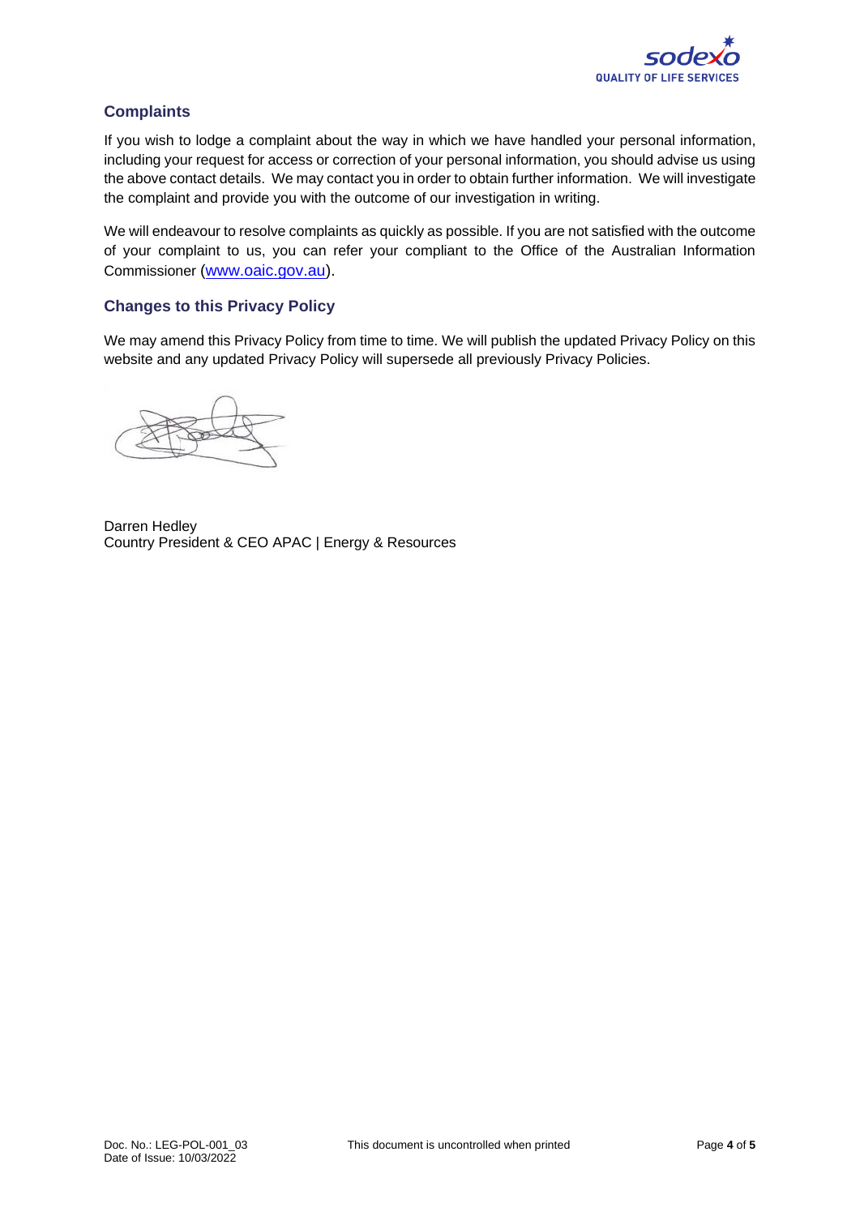## Complaints

If you wish to lodge a complaint about the way in which we have handled your personal information, including your request for access or correction of your personal information, you should advise us using the above contact details. We may contact you in order to obtain further information. We will investigate the complaint and provide you with the outcome of our investigation in writing.

We will endeavour to resolve complaints as quickly as possible. If you are not satisfied with the outcome of your complaint to us, you can refer your compliant to the Office of the Australian Information Commissioner (www.oaic.gov.au).

## Changes to this Privacy Policy

We may amend this Privacy Policy from time to time. We will publish the updated Privacy Policy on this website and any updated Privacy Policy will supersede all previously Privacy Policies.

Darren Hedley
Country President & CEO APAC | Energy & Resources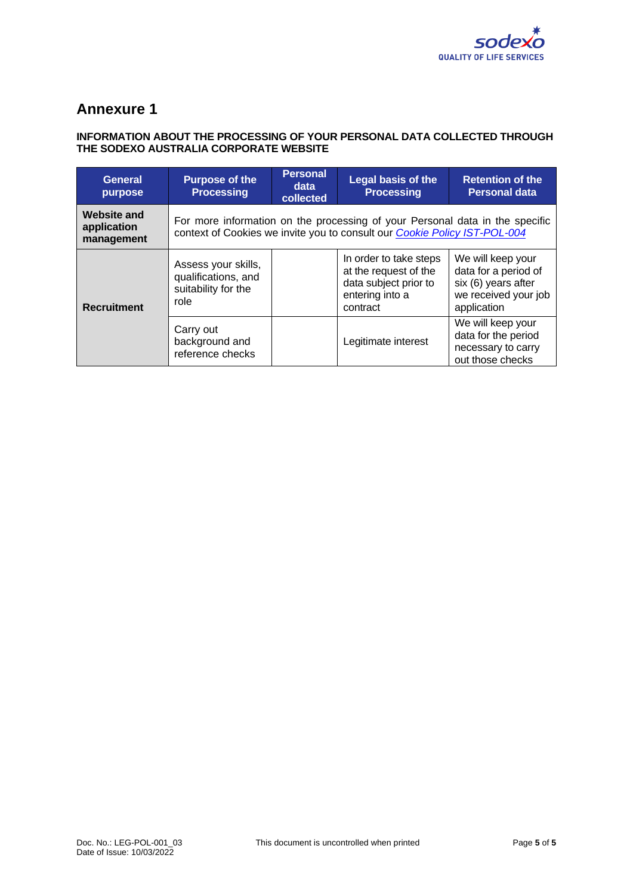# Annexure 1

**INFORMATION ABOUT THE PROCESSING OF YOUR PERSONAL DATA COLLECTED THROUGH THE SODEXO AUSTRALIA CORPORATE WEBSITE**

| General purpose | Purpose of the Processing | Personal data collected | Legal basis of the Processing | Retention of the Personal data |
|---|---|---|---|---|
| **Website and application management** | For more information on the processing of your Personal data in the specific context of Cookies we invite you to consult our *Cookie Policy IST-POL-004* | | | |
| **Recruitment** | Assess your skills, qualifications, and suitability for the role | | In order to take steps at the request of the data subject prior to entering into a contract | We will keep your data for a period of six (6) years after we received your job application |
| | Carry out background and reference checks | | Legitimate interest | We will keep your data for the period necessary to carry out those checks |

Doc. No.: LEG-POL-001_03
Date of Issue: 10/03/2022

This document is uncontrolled when printed